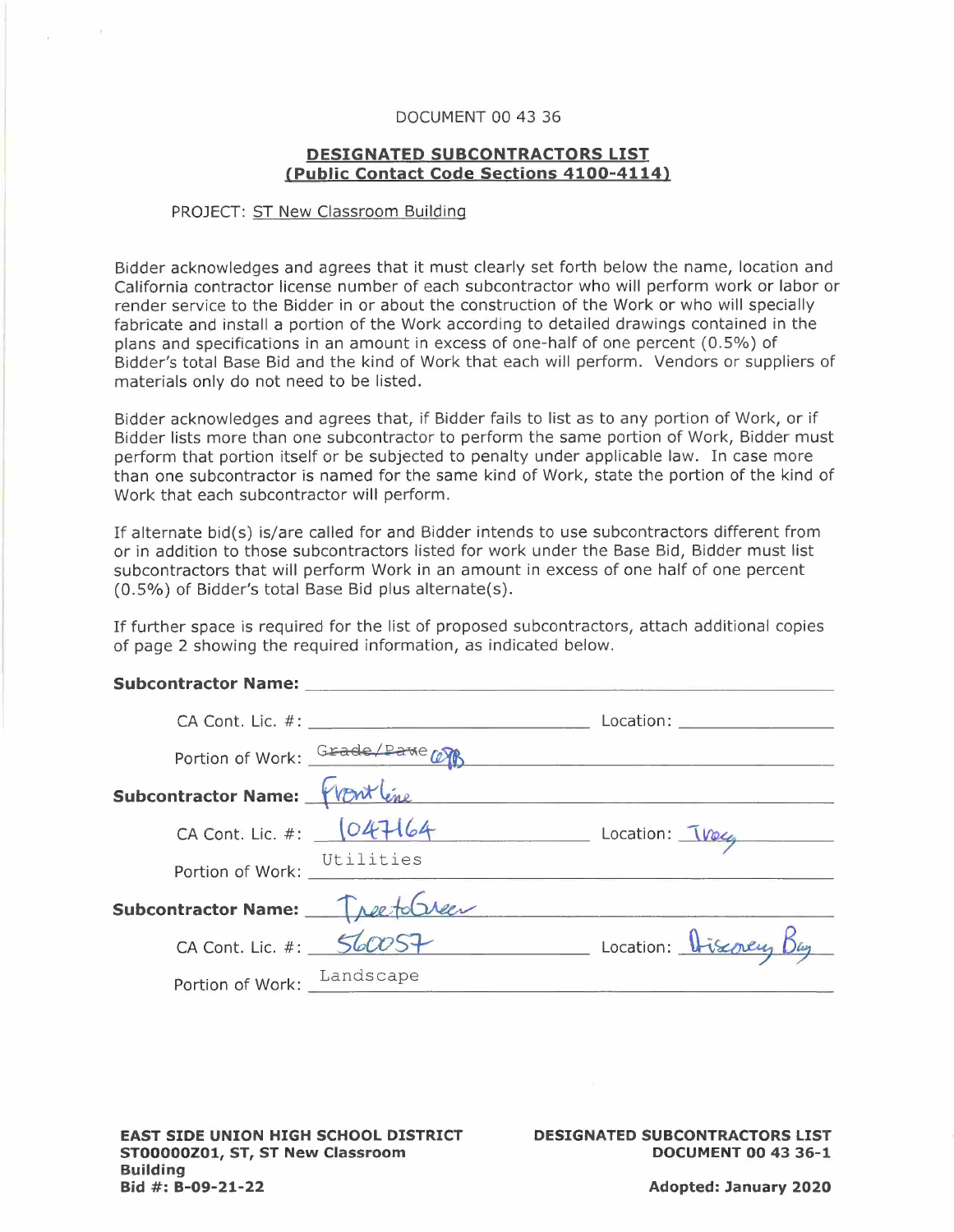DOCUMENT 00 43 36

## DESIGNATED SUBCONTRACTORS LIST (Public Contact Code Sections 4100-4114)

PROJECT: ST New Classroom Building

Bidder acknowledges and agrees that it must clearly set forth below the name, location and California contractor license number of each subcontractor who will perform work or labor or render service to the Bidder in or about the construction of the Work or who will specially fabricate and install a portion of the Work according to detailed drawings contained in the plans and specifications in an amount in excess of one-half of one percent (0.5%) of Bidder's total Base Bid and the kind of Work that each will perform. Vendors or suppliers of materials only do not need to be listed.

Bidder acknowledges and agrees that, if Bidder fails to list as to any portion of Work, or if Bidder lists more than one subcontractor to perform the same portion of Work, Bidder must perform that portion itself or be subjected to penalty under applicable law. In case more than one subcontractor is named for the same kind of Work, state the portion of the kind of Work that each subcontractor will perform.

If alternate bid(s) is/are called for and Bidder intends to use subcontractors different from or in addition to those subcontractors listed for work under the Base Bid, Bidder must list subcontractors that will perform Work in an amount in excess of one half of one percent (0.5%) of Bidder's total Base Bid plus alternate(s).

If further space is required for the list of proposed subcontractors, attach additional copies of page 2 showing the required information, as indicated below.

**Subcontractor Name:** ____________________

CA Cont. Lic. #: ____________________ Location: ____________________

Portion of Work: ~~Grade/Pave~~ GPB

**Subcontractor Name:** Front Line

CA Cont. Lic. #: 1047164 Location: Tracy

Portion of Work: Utilities

**Subcontractor Name:** Tree to Green

CA Cont. Lic. #: 560057 Location: Discovery Bay

Portion of Work: Landscape

**EAST SIDE UNION HIGH SCHOOL DISTRICT**
**ST00000Z01, ST, ST New Classroom Building**
**Bid #: B-09-21-22**

**DESIGNATED SUBCONTRACTORS LIST**
**DOCUMENT 00 43 36-1**

**Adopted: January 2020**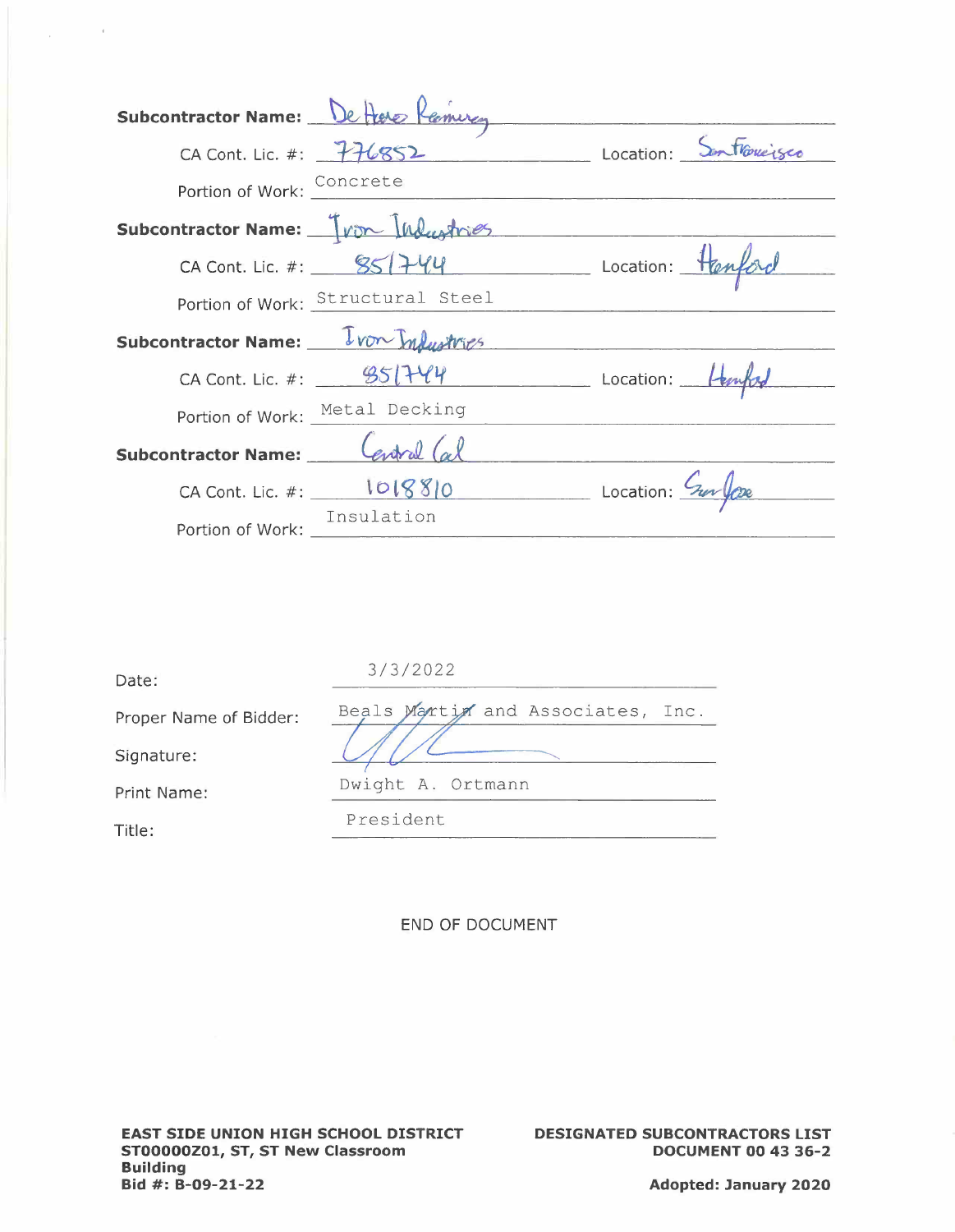**Subcontractor Name:** De Haro Ramirez

CA Cont. Lic. #: 776852 Location: San Francisco

Portion of Work: Concrete

**Subcontractor Name:** Iron Industries

CA Cont. Lic. #: 851744 Location: Hanford

Portion of Work: Structural Steel

**Subcontractor Name:** Iron Industries

CA Cont. Lic. #: 851744 Location: Hanford

Portion of Work: Metal Decking

**Subcontractor Name:** Central Cal

CA Cont. Lic. #: 1018810 Location: San Jose

Portion of Work: Insulation

Date: 3/3/2022

Proper Name of Bidder: Beals Martin and Associates, Inc.

Signature:

Print Name: Dwight A. Ortmann

Title: President

END OF DOCUMENT

**EAST SIDE UNION HIGH SCHOOL DISTRICT**
**ST00000Z01, ST, ST New Classroom Building**
**Bid #: B-09-21-22**

**DESIGNATED SUBCONTRACTORS LIST**
**DOCUMENT 00 43 36-2**

**Adopted: January 2020**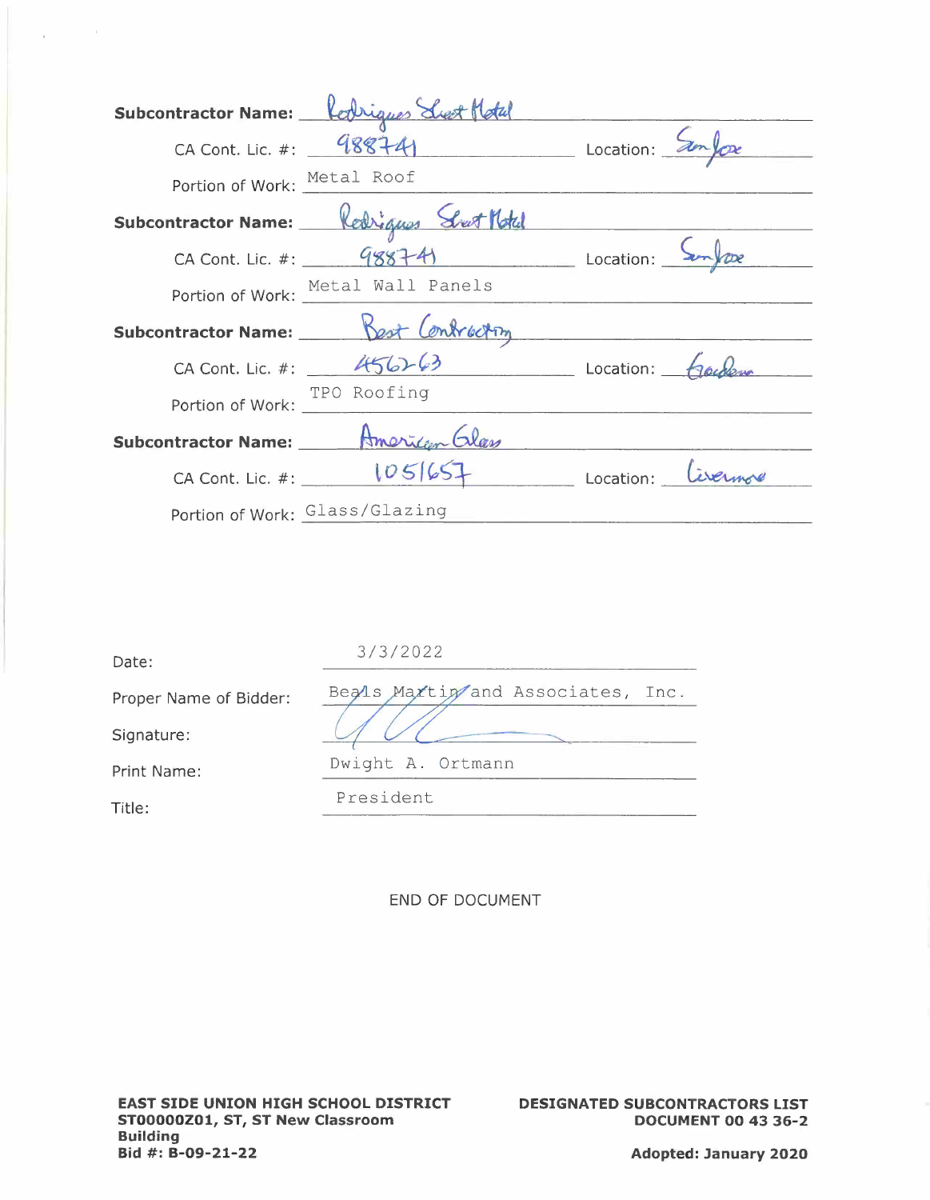**Subcontractor Name:** Rodriguez Sheet Metal

CA Cont. Lic. #: 988741 Location: San Jose

Portion of Work: Metal Roof

**Subcontractor Name:** Rodriguez Sheet Metal

CA Cont. Lic. #: 988741 Location: San Jose

Portion of Work: Metal Wall Panels

**Subcontractor Name:** Best Contracting

CA Cont. Lic. #: 456263 Location: Gardena

Portion of Work: TPO Roofing

**Subcontractor Name:** American Glass

CA Cont. Lic. #: 1051657 Location: Livermore

Portion of Work: Glass/Glazing

Date: 3/3/2022

Proper Name of Bidder: Beals Martin and Associates, Inc.

Signature: [signature]

Print Name: Dwight A. Ortmann

Title: President

END OF DOCUMENT

**EAST SIDE UNION HIGH SCHOOL DISTRICT**
**ST00000Z01, ST, ST New Classroom Building**
**Bid #: B-09-21-22**

**DESIGNATED SUBCONTRACTORS LIST**
**DOCUMENT 00 43 36-2**

**Adopted: January 2020**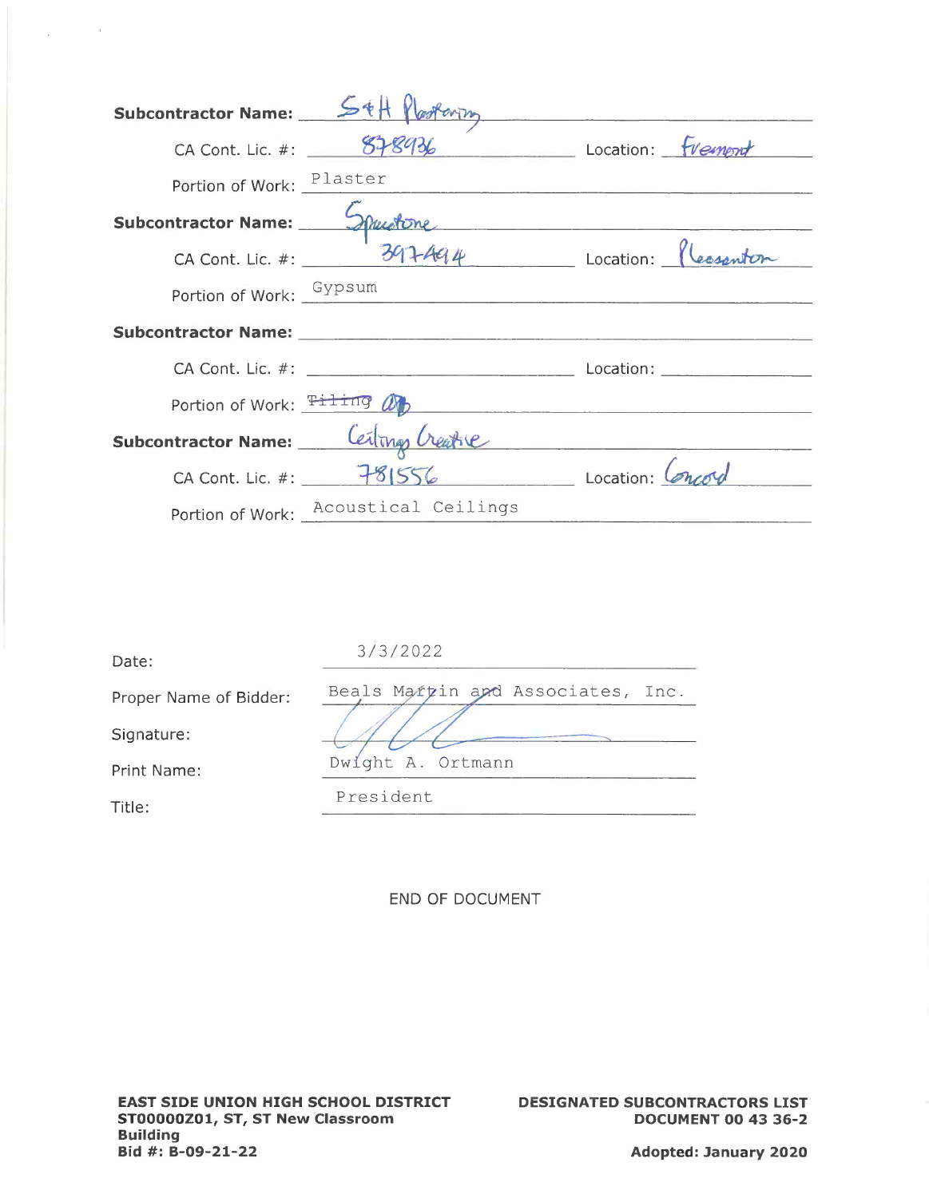**Subcontractor Name:** S&H Plastering

CA Cont. Lic. #: 878936 Location: Fremont

Portion of Work: Plaster

**Subcontractor Name:** Spracstone

CA Cont. Lic. #: 397494 Location: Pleasanton

Portion of Work: Gypsum

**Subcontractor Name:** 

CA Cont. Lic. #: Location: 

Portion of Work: ~~Tiling~~ 

**Subcontractor Name:** Ceilings Creative

CA Cont. Lic. #: 781556 Location: Concord

Portion of Work: Acoustical Ceilings

Date: 3/3/2022

Proper Name of Bidder: Beals Martin and Associates, Inc.

Signature: 

Print Name: Dwight A. Ortmann

Title: President

END OF DOCUMENT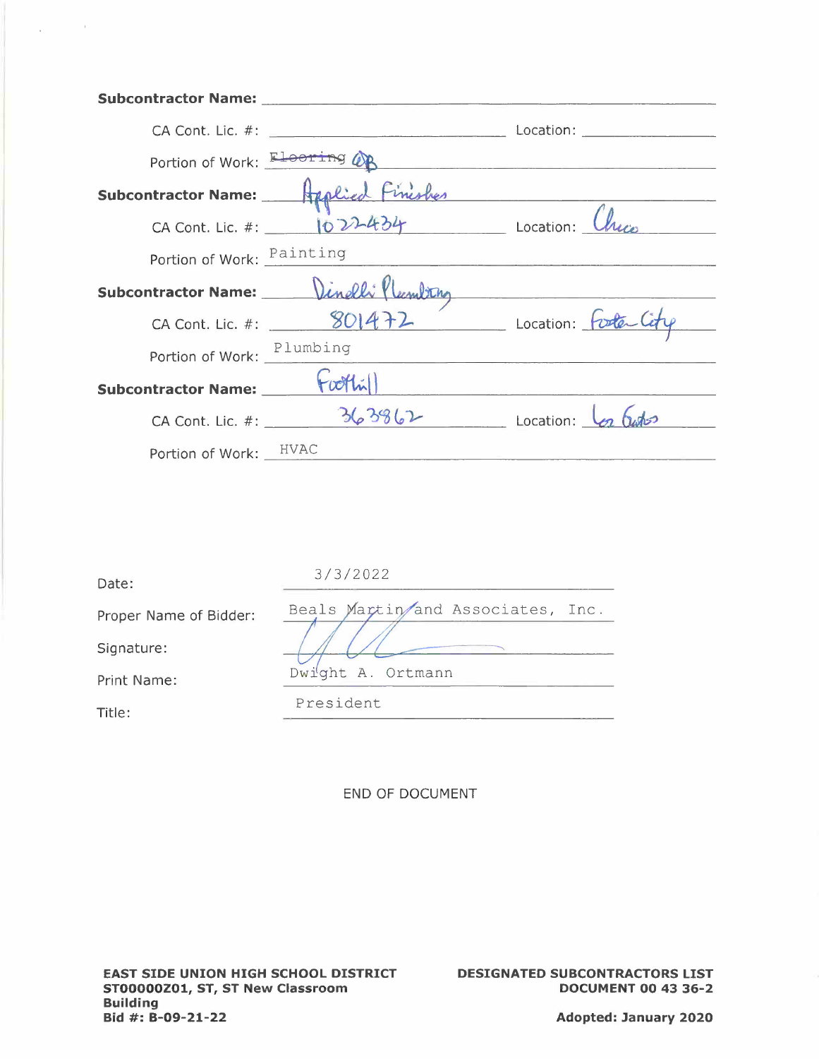**Subcontractor Name:** ______________________

CA Cont. Lic. #: ______________ Location: ______________

Portion of Work: ~~Flooring~~ OB

**Subcontractor Name:** Applied Finishes

CA Cont. Lic. #: 1022434 Location: Chico

Portion of Work: Painting

**Subcontractor Name:** Dinelli Plumbing

CA Cont. Lic. #: 801472 Location: Foster City

Portion of Work: Plumbing

**Subcontractor Name:** Foothill

CA Cont. Lic. #: 363862 Location: Los Gatos

Portion of Work: HVAC

Date: 3/3/2022

Proper Name of Bidder: Beals Martin and Associates, Inc.

Signature: [signature]

Print Name: Dwight A. Ortmann

Title: President

END OF DOCUMENT

**EAST SIDE UNION HIGH SCHOOL DISTRICT**
**ST00000Z01, ST, ST New Classroom Building**
**Bid #: B-09-21-22**

**DESIGNATED SUBCONTRACTORS LIST**
**DOCUMENT 00 43 36-2**

**Adopted: January 2020**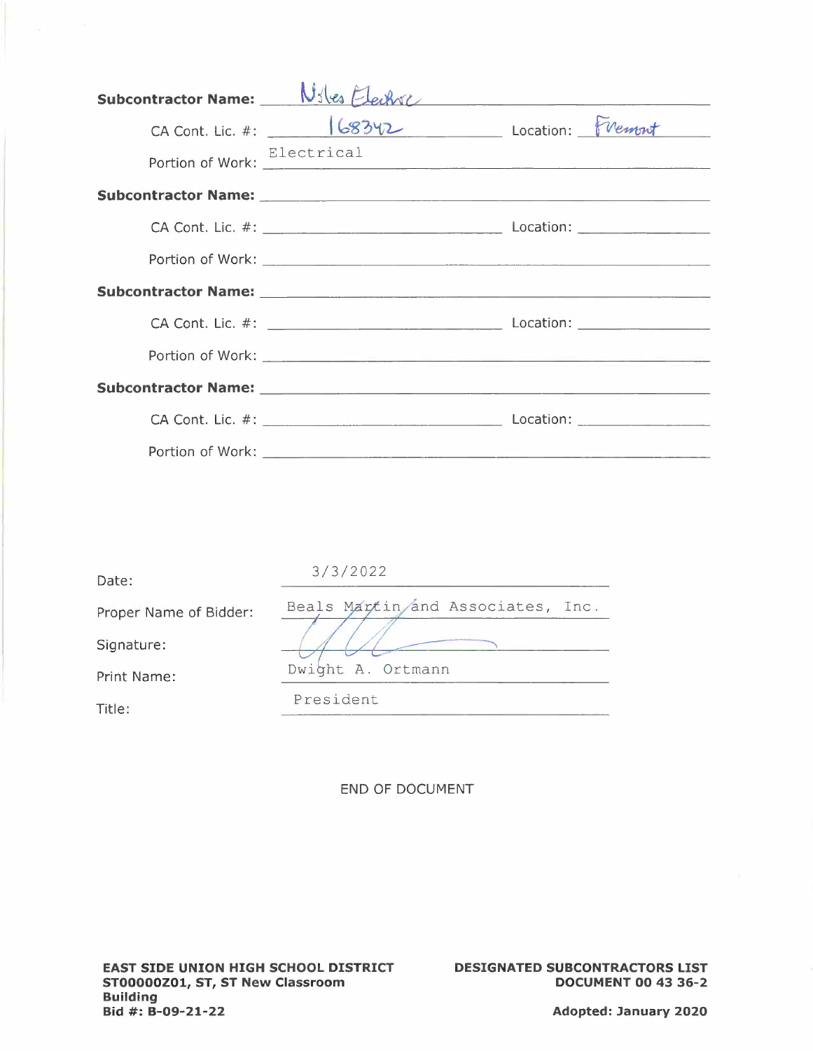**Subcontractor Name:** Niles Electric

CA Cont. Lic. #: 168342 Location: Fremont

Portion of Work: Electrical

**Subcontractor Name:** ____________________

CA Cont. Lic. #: ____________________ Location: ____________________

Portion of Work: ____________________

**Subcontractor Name:** ____________________

CA Cont. Lic. #: ____________________ Location: ____________________

Portion of Work: ____________________

**Subcontractor Name:** ____________________

CA Cont. Lic. #: ____________________ Location: ____________________

Portion of Work: ____________________

Date: 3/3/2022

Proper Name of Bidder: Beals Martin and Associates, Inc.

Signature: ____________________

Print Name: Dwight A. Ortmann

Title: President

END OF DOCUMENT

**EAST SIDE UNION HIGH SCHOOL DISTRICT**
**ST00000Z01, ST, ST New Classroom Building**
**Bid #: B-09-21-22**

**DESIGNATED SUBCONTRACTORS LIST**
**DOCUMENT 00 43 36-2**

**Adopted: January 2020**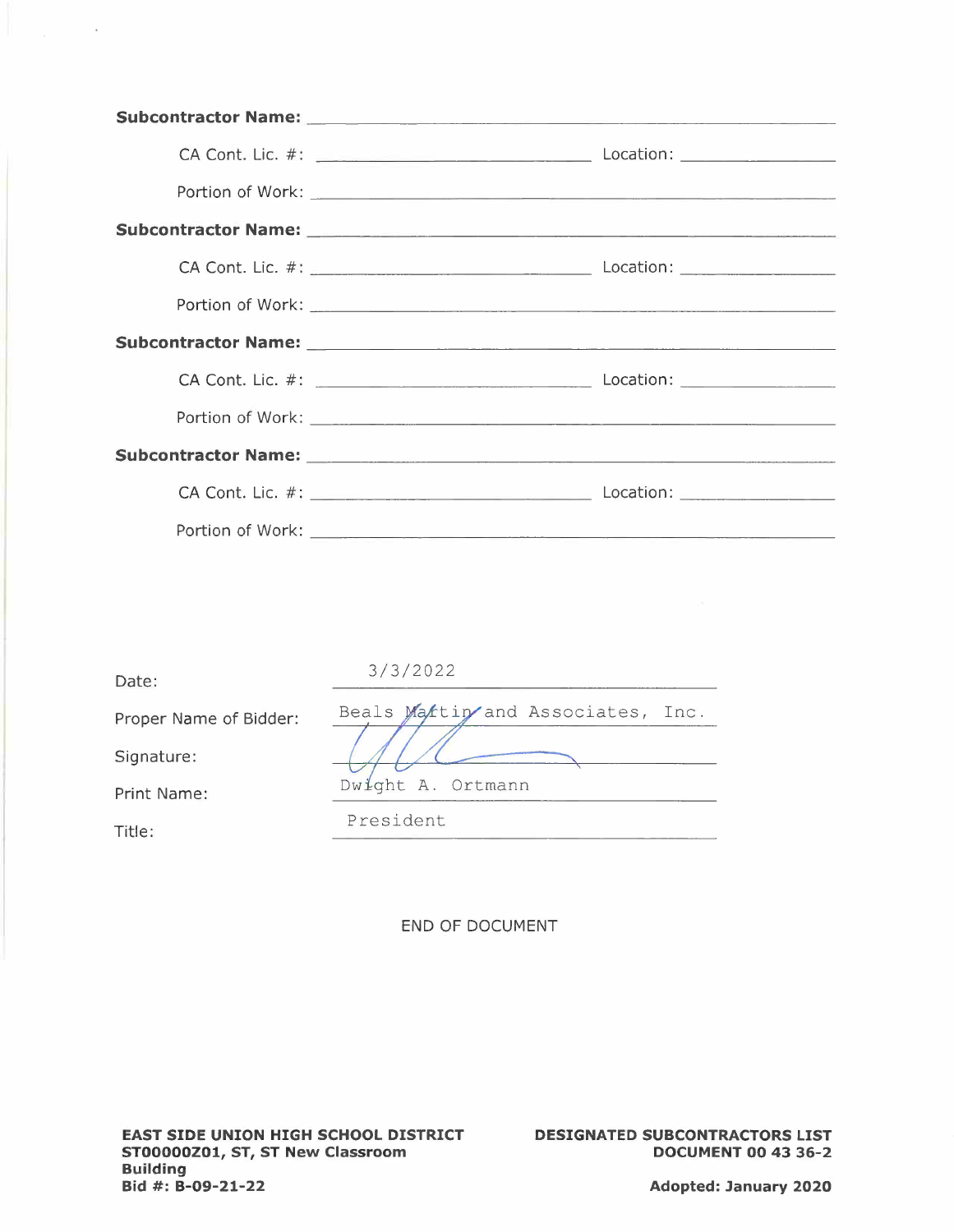**Subcontractor Name:** ______________________________

CA Cont. Lic. #: ______________________ Location: ______________

Portion of Work: ______________________________

**Subcontractor Name:** ______________________________

CA Cont. Lic. #: ______________________ Location: ______________

Portion of Work: ______________________________

**Subcontractor Name:** ______________________________

CA Cont. Lic. #: ______________________ Location: ______________

Portion of Work: ______________________________

**Subcontractor Name:** ______________________________

CA Cont. Lic. #: ______________________ Location: ______________

Portion of Work: ______________________________

Date: 3/3/2022

Proper Name of Bidder: Beals Martin and Associates, Inc.

Signature: [signature]

Print Name: Dwight A. Ortmann

Title: President

END OF DOCUMENT

**EAST SIDE UNION HIGH SCHOOL DISTRICT**
**ST00000Z01, ST, ST New Classroom Building**
**Bid #: B-09-21-22**

**DESIGNATED SUBCONTRACTORS LIST**
**DOCUMENT 00 43 36-2**

**Adopted: January 2020**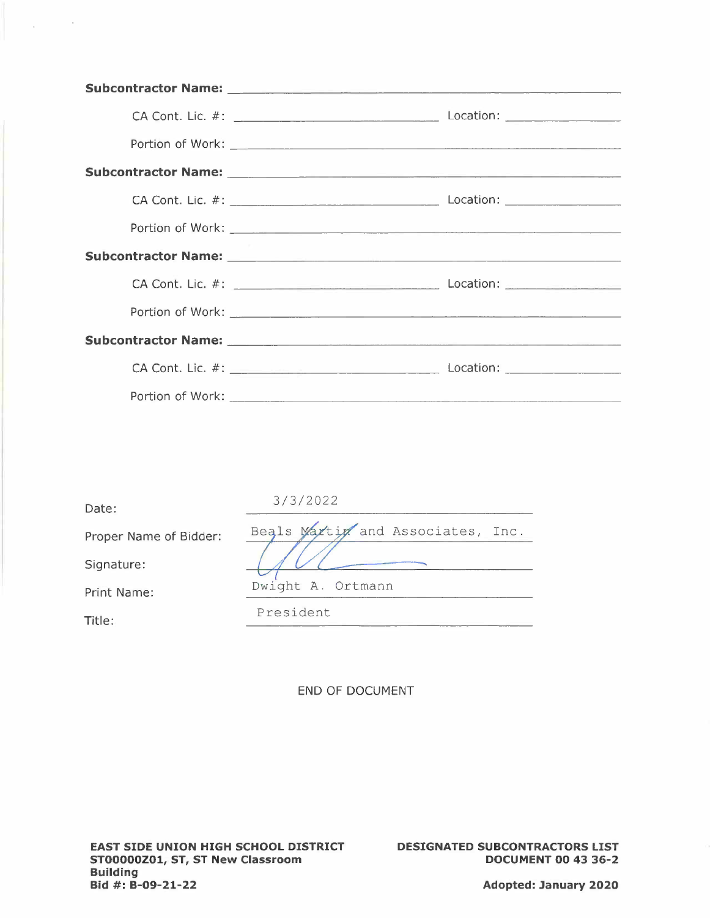**Subcontractor Name:** ______________________________

CA Cont. Lic. #: ______________________ Location: ______________

Portion of Work: ______________________________

**Subcontractor Name:** ______________________________

CA Cont. Lic. #: ______________________ Location: ______________

Portion of Work: ______________________________

**Subcontractor Name:** ______________________________

CA Cont. Lic. #: ______________________ Location: ______________

Portion of Work: ______________________________

**Subcontractor Name:** ______________________________

CA Cont. Lic. #: ______________________ Location: ______________

Portion of Work: ______________________________

Date: 3/3/2022

Proper Name of Bidder: Beals Martin and Associates, Inc.

Signature: [signature]

Print Name: Dwight A. Ortmann

Title: President

END OF DOCUMENT

**EAST SIDE UNION HIGH SCHOOL DISTRICT**
**ST00000Z01, ST, ST New Classroom Building**
**Bid #: B-09-21-22**

**DESIGNATED SUBCONTRACTORS LIST**
**DOCUMENT 00 43 36-2**

**Adopted: January 2020**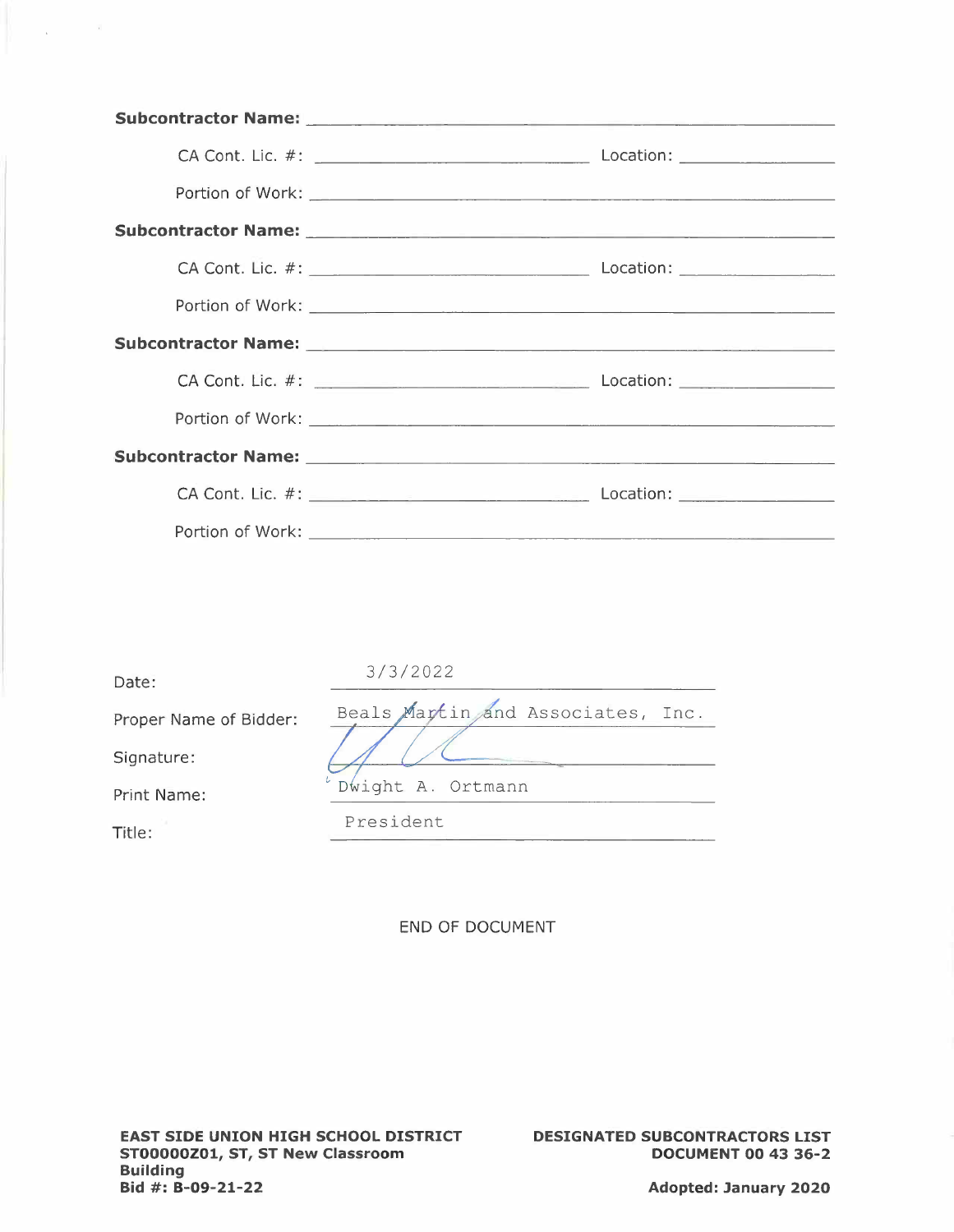**Subcontractor Name:** ______________________________

CA Cont. Lic. #: ______________________ Location: ______________

Portion of Work: ______________________________

**Subcontractor Name:** ______________________________

CA Cont. Lic. #: ______________________ Location: ______________

Portion of Work: ______________________________

**Subcontractor Name:** ______________________________

CA Cont. Lic. #: ______________________ Location: ______________

Portion of Work: ______________________________

**Subcontractor Name:** ______________________________

CA Cont. Lic. #: ______________________ Location: ______________

Portion of Work: ______________________________

| | |
|---|---|
| Date: | 3/3/2022 |
| Proper Name of Bidder: | Beals Martin and Associates, Inc. |
| Signature: | |
| Print Name: | Dwight A. Ortmann |
| Title: | President |

END OF DOCUMENT